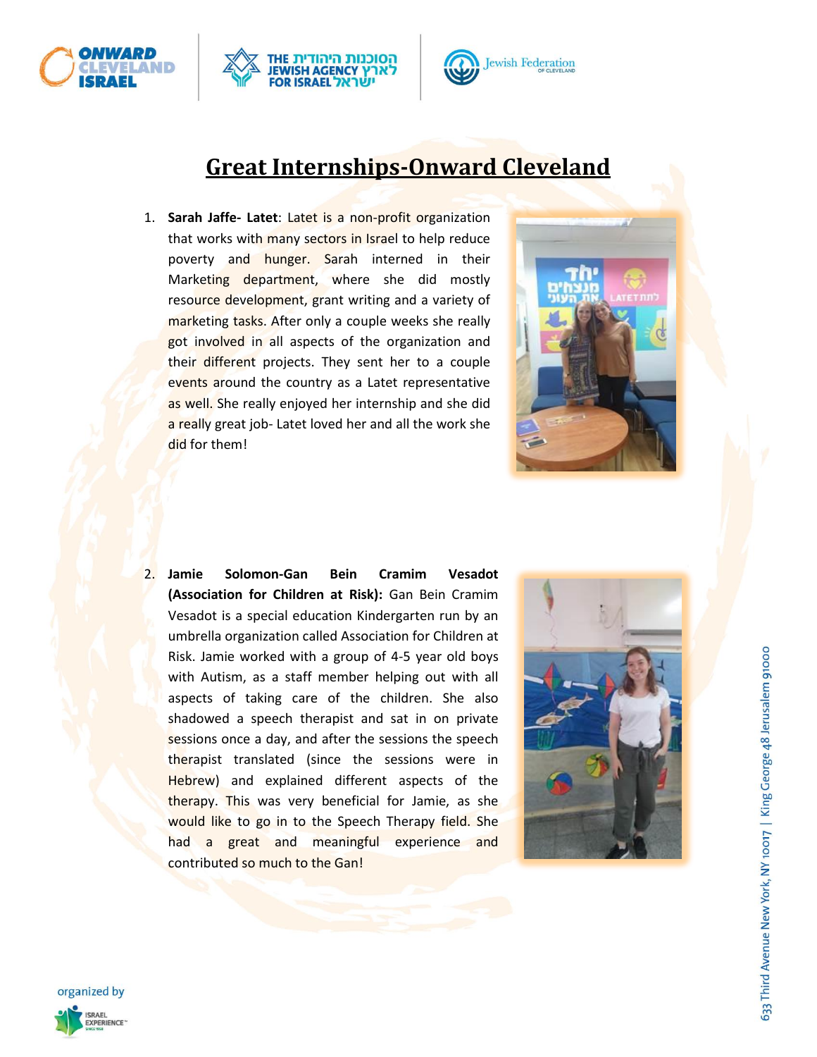# Great Internships-Onward Cleveland

1. **Sarah Jaffe- Latet**: Latet is a non-profit organization that works with many sectors in Israel to help reduce poverty and hunger. Sarah interned in their Marketing department, where she did mostly resource development, grant writing and a variety of marketing tasks. After only a couple weeks she really got involved in all aspects of the organization and their different projects. They sent her to a couple events around the country as a Latet representative as well. She really enjoyed her internship and she did a really great job- Latet loved her and all the work she did for them!

2. **Jamie Solomon-Gan Bein Cramim Vesadot (Association for Children at Risk):** Gan Bein Cramim Vesadot is a special education Kindergarten run by an umbrella organization called Association for Children at Risk. Jamie worked with a group of 4-5 year old boys with Autism, as a staff member helping out with all aspects of taking care of the children. She also shadowed a speech therapist and sat in on private sessions once a day, and after the sessions the speech therapist translated (since the sessions were in Hebrew) and explained different aspects of the therapy. This was very beneficial for Jamie, as she would like to go in to the Speech Therapy field. She had a great and meaningful experience and contributed so much to the Gan!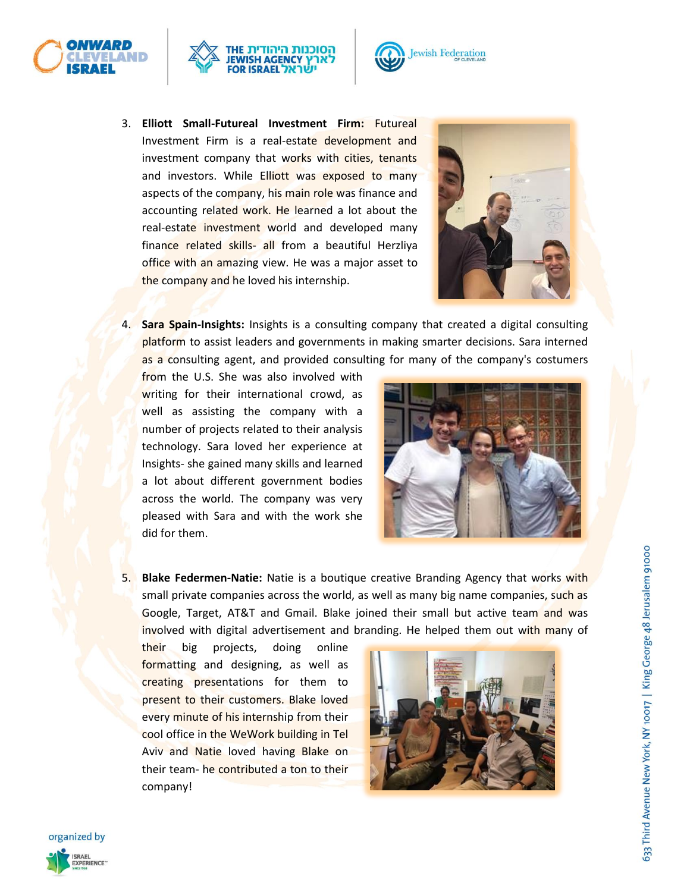3. **Elliott Small-Futureal Investment Firm:** Futureal Investment Firm is a real-estate development and investment company that works with cities, tenants and investors. While Elliott was exposed to many aspects of the company, his main role was finance and accounting related work. He learned a lot about the real-estate investment world and developed many finance related skills- all from a beautiful Herzliya office with an amazing view. He was a major asset to the company and he loved his internship.

4. **Sara Spain-Insights:** Insights is a consulting company that created a digital consulting platform to assist leaders and governments in making smarter decisions. Sara interned as a consulting agent, and provided consulting for many of the company's costumers from the U.S. She was also involved with writing for their international crowd, as well as assisting the company with a number of projects related to their analysis technology. Sara loved her experience at Insights- she gained many skills and learned a lot about different government bodies across the world. The company was very pleased with Sara and with the work she did for them.

5. **Blake Federmen-Natie:** Natie is a boutique creative Branding Agency that works with small private companies across the world, as well as many big name companies, such as Google, Target, AT&T and Gmail. Blake joined their small but active team and was involved with digital advertisement and branding. He helped them out with many of their big projects, doing online formatting and designing, as well as creating presentations for them to present to their customers. Blake loved every minute of his internship from their cool office in the WeWork building in Tel Aviv and Natie loved having Blake on their team- he contributed a ton to their company!

organized by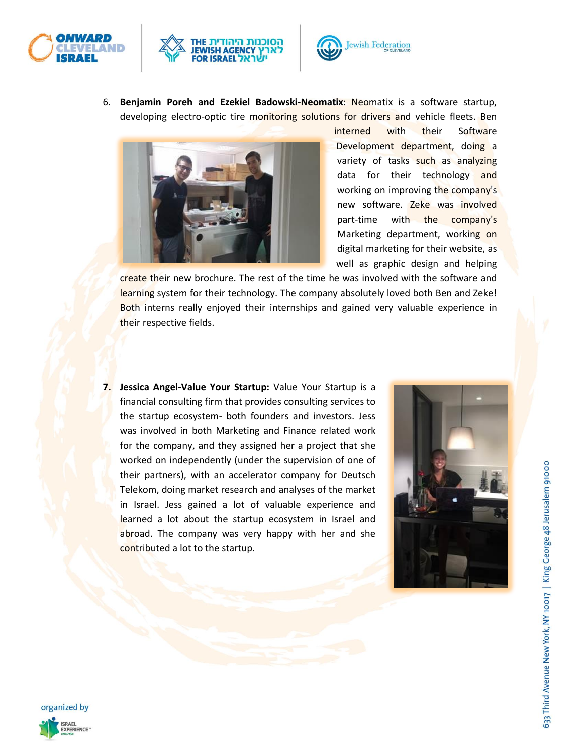6. **Benjamin Poreh and Ezekiel Badowski-Neomatix**: Neomatix is a software startup, developing electro-optic tire monitoring solutions for drivers and vehicle fleets. Ben interned with their Software Development department, doing a variety of tasks such as analyzing data for their technology and working on improving the company's new software. Zeke was involved part-time with the company's Marketing department, working on digital marketing for their website, as well as graphic design and helping create their new brochure. The rest of the time he was involved with the software and learning system for their technology. The company absolutely loved both Ben and Zeke! Both interns really enjoyed their internships and gained very valuable experience in their respective fields.

7. **Jessica Angel-Value Your Startup:** Value Your Startup is a financial consulting firm that provides consulting services to the startup ecosystem- both founders and investors. Jess was involved in both Marketing and Finance related work for the company, and they assigned her a project that she worked on independently (under the supervision of one of their partners), with an accelerator company for Deutsch Telekom, doing market research and analyses of the market in Israel. Jess gained a lot of valuable experience and learned a lot about the startup ecosystem in Israel and abroad. The company was very happy with her and she contributed a lot to the startup.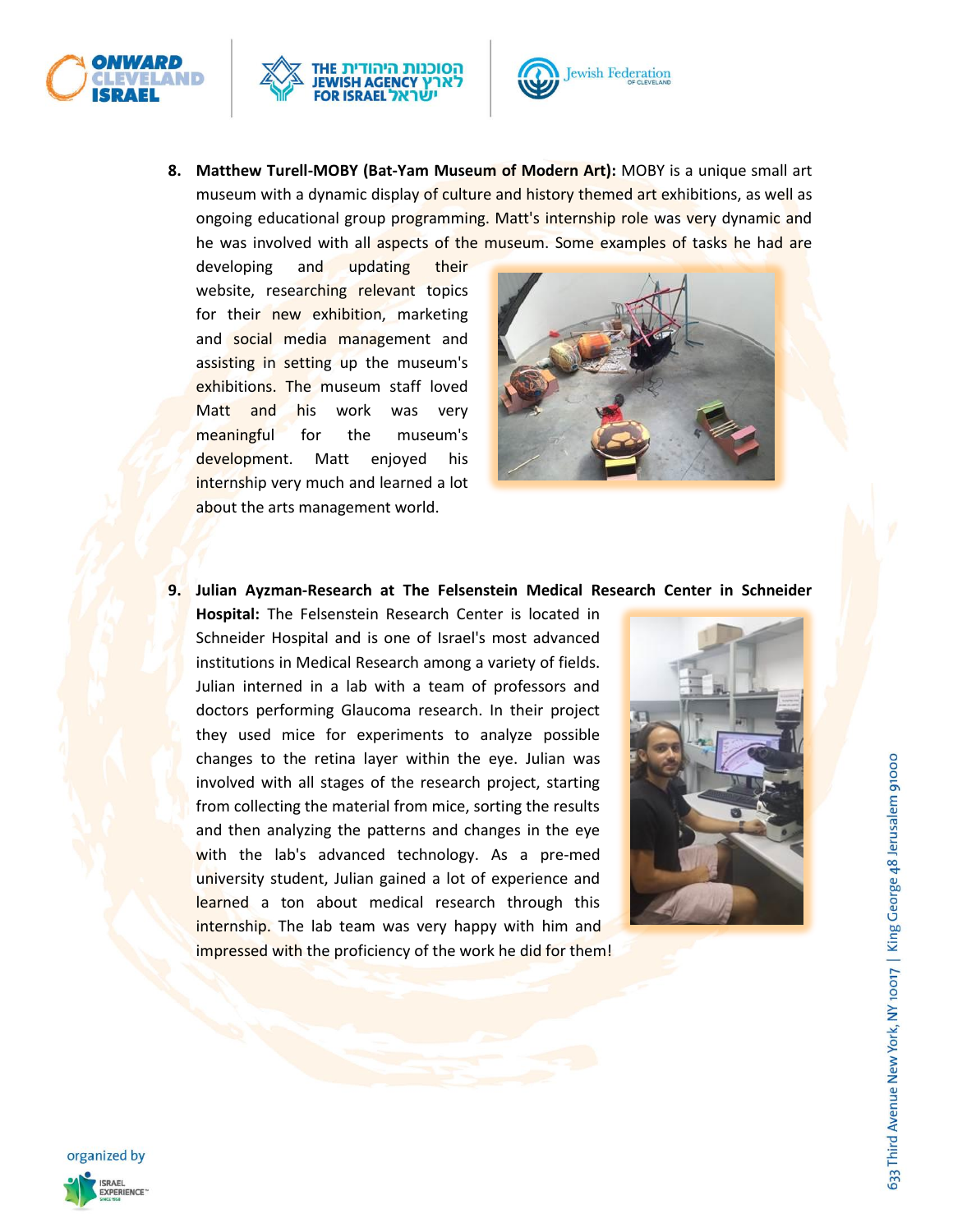8. **Matthew Turell-MOBY (Bat-Yam Museum of Modern Art):** MOBY is a unique small art museum with a dynamic display of culture and history themed art exhibitions, as well as ongoing educational group programming. Matt's internship role was very dynamic and he was involved with all aspects of the museum. Some examples of tasks he had are developing and updating their website, researching relevant topics for their new exhibition, marketing and social media management and assisting in setting up the museum's exhibitions. The museum staff loved Matt and his work was very meaningful for the museum's development. Matt enjoyed his internship very much and learned a lot about the arts management world.

9. **Julian Ayzman-Research at The Felsenstein Medical Research Center in Schneider Hospital:** The Felsenstein Research Center is located in Schneider Hospital and is one of Israel's most advanced institutions in Medical Research among a variety of fields. Julian interned in a lab with a team of professors and doctors performing Glaucoma research. In their project they used mice for experiments to analyze possible changes to the retina layer within the eye. Julian was involved with all stages of the research project, starting from collecting the material from mice, sorting the results and then analyzing the patterns and changes in the eye with the lab's advanced technology. As a pre-med university student, Julian gained a lot of experience and learned a ton about medical research through this internship. The lab team was very happy with him and impressed with the proficiency of the work he did for them!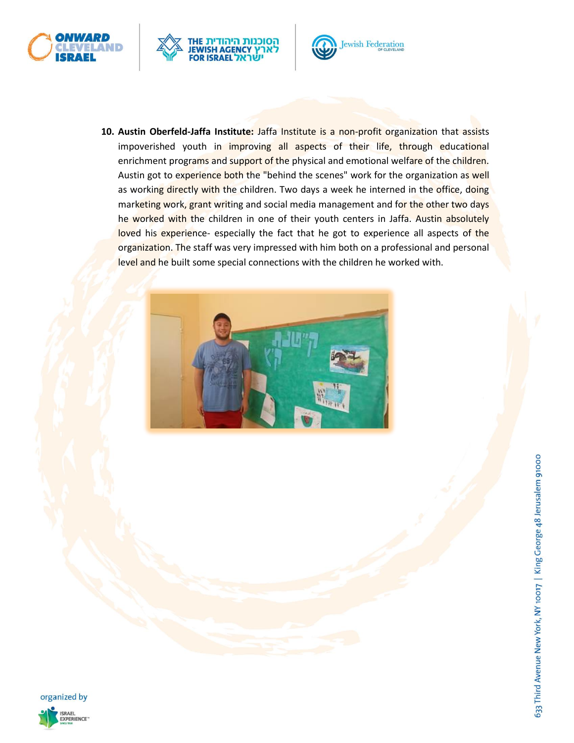10. **Austin Oberfeld-Jaffa Institute:** Jaffa Institute is a non-profit organization that assists impoverished youth in improving all aspects of their life, through educational enrichment programs and support of the physical and emotional welfare of the children. Austin got to experience both the "behind the scenes" work for the organization as well as working directly with the children. Two days a week he interned in the office, doing marketing work, grant writing and social media management and for the other two days he worked with the children in one of their youth centers in Jaffa. Austin absolutely loved his experience- especially the fact that he got to experience all aspects of the organization. The staff was very impressed with him both on a professional and personal level and he built some special connections with the children he worked with.